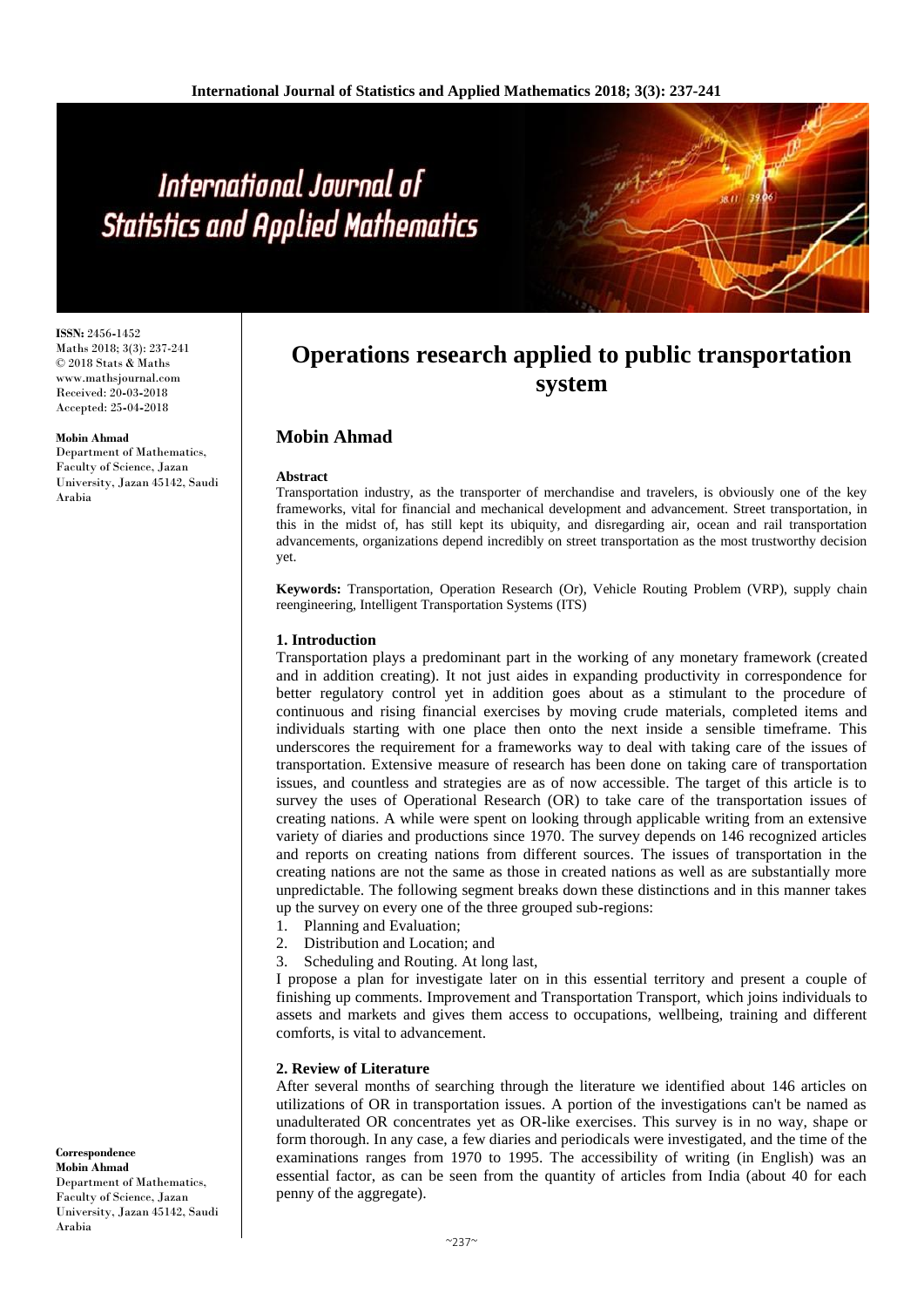# Operations research applied to public transportation system

**ISSN:** 2456-1452
Maths 2018; 3(3): 237-241
© 2018 Stats & Maths
www.mathsjournal.com
Received: 20-03-2018
Accepted: 25-04-2018

**Mobin Ahmad**
Department of Mathematics, Faculty of Science, Jazan University, Jazan 45142, Saudi Arabia

**Correspondence**
**Mobin Ahmad**
Department of Mathematics, Faculty of Science, Jazan University, Jazan 45142, Saudi Arabia

## Mobin Ahmad

**Abstract**

Transportation industry, as the transporter of merchandise and travelers, is obviously one of the key frameworks, vital for financial and mechanical development and advancement. Street transportation, in this in the midst of, has still kept its ubiquity, and disregarding air, ocean and rail transportation advancements, organizations depend incredibly on street transportation as the most trustworthy decision yet.

**Keywords:** Transportation, Operation Research (Or), Vehicle Routing Problem (VRP), supply chain reengineering, Intelligent Transportation Systems (ITS)

### 1. Introduction

Transportation plays a predominant part in the working of any monetary framework (created and in addition creating). It not just aides in expanding productivity in correspondence for better regulatory control yet in addition goes about as a stimulant to the procedure of continuous and rising financial exercises by moving crude materials, completed items and individuals starting with one place then onto the next inside a sensible timeframe. This underscores the requirement for a frameworks way to deal with taking care of the issues of transportation. Extensive measure of research has been done on taking care of transportation issues, and countless and strategies are as of now accessible. The target of this article is to survey the uses of Operational Research (OR) to take care of the transportation issues of creating nations. A while were spent on looking through applicable writing from an extensive variety of diaries and productions since 1970. The survey depends on 146 recognized articles and reports on creating nations from different sources. The issues of transportation in the creating nations are not the same as those in created nations as well as are substantially more unpredictable. The following segment breaks down these distinctions and in this manner takes up the survey on every one of the three grouped sub-regions:

1. Planning and Evaluation;
2. Distribution and Location; and
3. Scheduling and Routing. At long last,

I propose a plan for investigate later on in this essential territory and present a couple of finishing up comments. Improvement and Transportation Transport, which joins individuals to assets and markets and gives them access to occupations, wellbeing, training and different comforts, is vital to advancement.

### 2. Review of Literature

After several months of searching through the literature we identified about 146 articles on utilizations of OR in transportation issues. A portion of the investigations can't be named as unadulterated OR concentrates yet as OR-like exercises. This survey is in no way, shape or form thorough. In any case, a few diaries and periodicals were investigated, and the time of the examinations ranges from 1970 to 1995. The accessibility of writing (in English) was an essential factor, as can be seen from the quantity of articles from India (about 40 for each penny of the aggregate).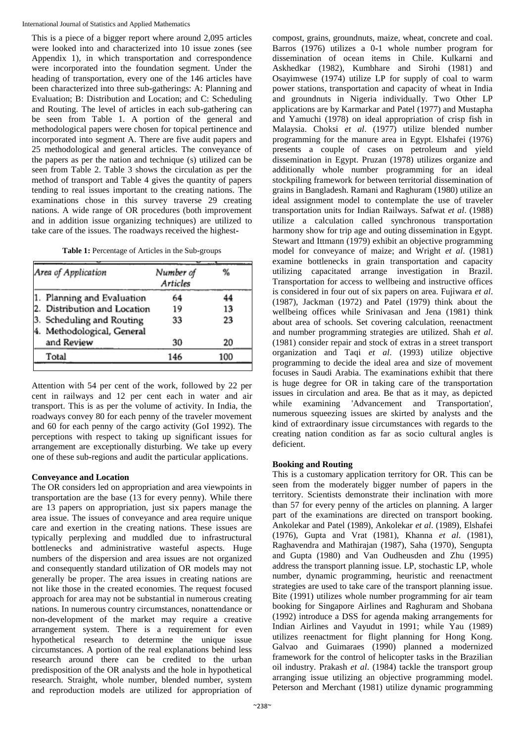This is a piece of a bigger report where around 2,095 articles were looked into and characterized into 10 issue zones (see Appendix 1), in which transportation and correspondence were incorporated into the foundation segment. Under the heading of transportation, every one of the 146 articles have been characterized into three sub-gatherings: A: Planning and Evaluation; B: Distribution and Location; and C: Scheduling and Routing. The level of articles in each sub-gathering can be seen from Table 1. A portion of the general and methodological papers were chosen for topical pertinence and incorporated into segment A. There are five audit papers and 25 methodological and general articles. The conveyance of the papers as per the nation and technique (s) utilized can be seen from Table 2. Table 3 shows the circulation as per the method of transport and Table 4 gives the quantity of papers tending to real issues important to the creating nations. The examinations chose in this survey traverse 29 creating nations. A wide range of OR procedures (both improvement and in addition issue organizing techniques) are utilized to take care of the issues. The roadways received the highest-

**Table 1:** Percentage of Articles in the Sub-groups

| Area of Application | Number of Articles | % |
|---|---|---|
| 1. Planning and Evaluation | 64 | 44 |
| 2. Distribution and Location | 19 | 13 |
| 3. Scheduling and Routing | 33 | 23 |
| 4. Methodological, General and Review | 30 | 20 |
| Total | 146 | 100 |

Attention with 54 per cent of the work, followed by 22 per cent in railways and 12 per cent each in water and air transport. This is as per the volume of activity. In India, the roadways convey 80 for each penny of the traveler movement and 60 for each penny of the cargo activity (GoI 1992). The perceptions with respect to taking up significant issues for arrangement are exceptionally disturbing. We take up every one of these sub-regions and audit the particular applications.

**Conveyance and Location**

The OR considers led on appropriation and area viewpoints in transportation are the base (13 for every penny). While there are 13 papers on appropriation, just six papers manage the area issue. The issues of conveyance and area require unique care and exertion in the creating nations. These issues are typically perplexing and muddled due to infrastructural bottlenecks and administrative wasteful aspects. Huge numbers of the dispersion and area issues are not organized and consequently standard utilization of OR models may not generally be proper. The area issues in creating nations are not like those in the created economies. The request focused approach for area may not be substantial in numerous creating nations. In numerous country circumstances, nonattendance or non-development of the market may require a creative arrangement system. There is a requirement for even hypothetical research to determine the unique issue circumstances. A portion of the real explanations behind less research around there can be credited to the urban predisposition of the OR analysts and the hole in hypothetical research. Straight, whole number, blended number, system and reproduction models are utilized for appropriation of compost, grains, groundnuts, maize, wheat, concrete and coal. Barros (1976) utilizes a 0-1 whole number program for dissemination of ocean items in Chile. Kulkarni and Askhedkar (1982), Kumbhare and Sirohi (1981) and Osayimwese (1974) utilize LP for supply of coal to warm power stations, transportation and capacity of wheat in India and groundnuts in Nigeria individually. Two Other LP applications are by Karmarkar and Patel (1977) and Mustapha and Yamuchi (1978) on ideal appropriation of crisp fish in Malaysia. Choksi *et al*. (1977) utilize blended number programming for the manure area in Egypt. Elshafei (1976) presents a couple of cases on petroleum and yield dissemination in Egypt. Pruzan (1978) utilizes organize and additionally whole number programming for an ideal stockpiling framework for between territorial dissemination of grains in Bangladesh. Ramani and Raghuram (1980) utilize an ideal assignment model to contemplate the use of traveler transportation units for Indian Railways. Safwat *et al*. (1988) utilize a calculation called synchronous transportation harmony show for trip age and outing dissemination in Egypt. Stewart and Ittmann (1979) exhibit an objective programming model for conveyance of maize; and Wright *et al*. (1981) examine bottlenecks in grain transportation and capacity utilizing capacitated arrange investigation in Brazil. Transportation for access to wellbeing and instructive offices is considered in four out of six papers on area. Fujiwara *et al*. (1987), Jackman (1972) and Patel (1979) think about the wellbeing offices while Srinivasan and Jena (1981) think about area of schools. Set covering calculation, reenactment and number programming strategies are utilized. Shah *et al*. (1981) consider repair and stock of extras in a street transport organization and Taqi *et al*. (1993) utilize objective programming to decide the ideal area and size of movement focuses in Saudi Arabia. The examinations exhibit that there is huge degree for OR in taking care of the transportation issues in circulation and area. Be that as it may, as depicted while examining 'Advancement and Transportation', numerous squeezing issues are skirted by analysts and the kind of extraordinary issue circumstances with regards to the creating nation condition as far as socio cultural angles is deficient.

**Booking and Routing**

This is a customary application territory for OR. This can be seen from the moderately bigger number of papers in the territory. Scientists demonstrate their inclination with more than 57 for every penny of the articles on planning. A larger part of the examinations are directed on transport booking. Ankolekar and Patel (1989), Ankolekar *et al*. (1989), Elshafei (1976), Gupta and Vrat (1981), Khanna *et al*. (1981), Raghavendra and Mathirajan (1987), Saha (1970), Sengupta and Gupta (1980) and Van Oudheusden and Zhu (1995) address the transport planning issue. LP, stochastic LP, whole number, dynamic programming, heuristic and reenactment strategies are used to take care of the transport planning issue. Bite (1991) utilizes whole number programming for air team booking for Singapore Airlines and Raghuram and Shobana (1992) introduce a DSS for agenda making arrangements for Indian Airlines and Vayudut in 1991; while Yau (1989) utilizes reenactment for flight planning for Hong Kong. Galvao and Guimaraes (1990) planned a modernized framework for the control of helicopter tasks in the Brazilian oil industry. Prakash *et al*. (1984) tackle the transport group arranging issue utilizing an objective programming model. Peterson and Merchant (1981) utilize dynamic programming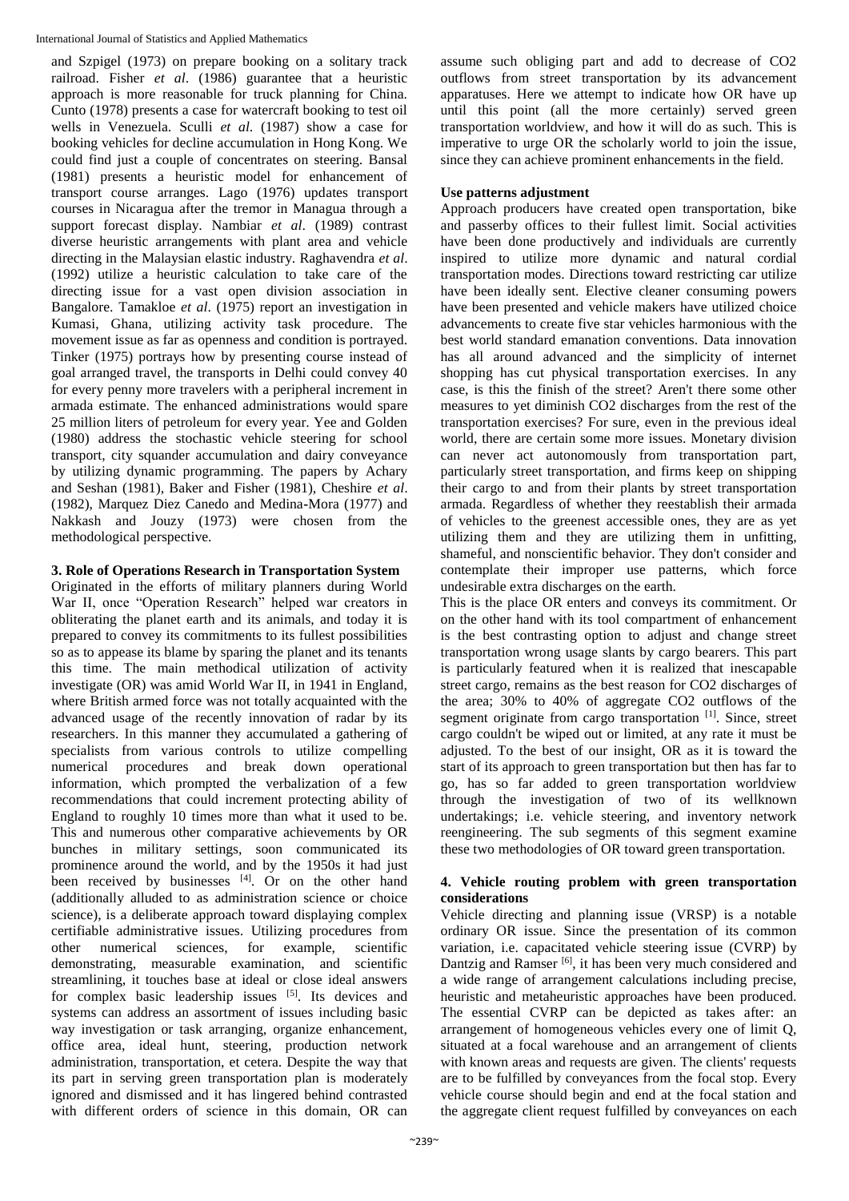and Szpigel (1973) on prepare booking on a solitary track railroad. Fisher *et al*. (1986) guarantee that a heuristic approach is more reasonable for truck planning for China. Cunto (1978) presents a case for watercraft booking to test oil wells in Venezuela. Sculli *et al.* (1987) show a case for booking vehicles for decline accumulation in Hong Kong. We could find just a couple of concentrates on steering. Bansal (1981) presents a heuristic model for enhancement of transport course arranges. Lago (1976) updates transport courses in Nicaragua after the tremor in Managua through a support forecast display. Nambiar *et al*. (1989) contrast diverse heuristic arrangements with plant area and vehicle directing in the Malaysian elastic industry. Raghavendra *et al*. (1992) utilize a heuristic calculation to take care of the directing issue for a vast open division association in Bangalore. Tamakloe *et al*. (1975) report an investigation in Kumasi, Ghana, utilizing activity task procedure. The movement issue as far as openness and condition is portrayed. Tinker (1975) portrays how by presenting course instead of goal arranged travel, the transports in Delhi could convey 40 for every penny more travelers with a peripheral increment in armada estimate. The enhanced administrations would spare 25 million liters of petroleum for every year. Yee and Golden (1980) address the stochastic vehicle steering for school transport, city squander accumulation and dairy conveyance by utilizing dynamic programming. The papers by Achary and Seshan (1981), Baker and Fisher (1981), Cheshire *et al*. (1982), Marquez Diez Canedo and Medina-Mora (1977) and Nakkash and Jouzy (1973) were chosen from the methodological perspective.

## 3. Role of Operations Research in Transportation System

Originated in the efforts of military planners during World War II, once "Operation Research" helped war creators in obliterating the planet earth and its animals, and today it is prepared to convey its commitments to its fullest possibilities so as to appease its blame by sparing the planet and its tenants this time. The main methodical utilization of activity investigate (OR) was amid World War II, in 1941 in England, where British armed force was not totally acquainted with the advanced usage of the recently innovation of radar by its researchers. In this manner they accumulated a gathering of specialists from various controls to utilize compelling numerical procedures and break down operational information, which prompted the verbalization of a few recommendations that could increment protecting ability of England to roughly 10 times more than what it used to be. This and numerous other comparative achievements by OR bunches in military settings, soon communicated its prominence around the world, and by the 1950s it had just been received by businesses [4]. Or on the other hand (additionally alluded to as administration science or choice science), is a deliberate approach toward displaying complex certifiable administrative issues. Utilizing procedures from other numerical sciences, for example, scientific demonstrating, measurable examination, and scientific streamlining, it touches base at ideal or close ideal answers for complex basic leadership issues [5]. Its devices and systems can address an assortment of issues including basic way investigation or task arranging, organize enhancement, office area, ideal hunt, steering, production network administration, transportation, et cetera. Despite the way that its part in serving green transportation plan is moderately ignored and dismissed and it has lingered behind contrasted with different orders of science in this domain, OR can assume such obliging part and add to decrease of $CO_2$ outflows from street transportation by its advancement apparatuses. Here we attempt to indicate how OR have up until this point (all the more certainly) served green transportation worldview, and how it will do as such. This is imperative to urge OR the scholarly world to join the issue, since they can achieve prominent enhancements in the field.

### Use patterns adjustment

Approach producers have created open transportation, bike and passerby offices to their fullest limit. Social activities have been done productively and individuals are currently inspired to utilize more dynamic and natural cordial transportation modes. Directions toward restricting car utilize have been ideally sent. Elective cleaner consuming powers have been presented and vehicle makers have utilized choice advancements to create five star vehicles harmonious with the best world standard emanation conventions. Data innovation has all around advanced and the simplicity of internet shopping has cut physical transportation exercises. In any case, is this the finish of the street? Aren't there some other measures to yet diminish $CO_2$ discharges from the rest of the transportation exercises? For sure, even in the previous ideal world, there are certain some more issues. Monetary division can never act autonomously from transportation part, particularly street transportation, and firms keep on shipping their cargo to and from their plants by street transportation armada. Regardless of whether they reestablish their armada of vehicles to the greenest accessible ones, they are as yet utilizing them and they are utilizing them in unfitting, shameful, and nonscientific behavior. They don't consider and contemplate their improper use patterns, which force undesirable extra discharges on the earth.

This is the place OR enters and conveys its commitment. Or on the other hand with its tool compartment of enhancement is the best contrasting option to adjust and change street transportation wrong usage slants by cargo bearers. This part is particularly featured when it is realized that inescapable street cargo, remains as the best reason for $CO_2$ discharges of the area; 30% to 40% of aggregate $CO_2$ outflows of the segment originate from cargo transportation [1]. Since, street cargo couldn't be wiped out or limited, at any rate it must be adjusted. To the best of our insight, OR as it is toward the start of its approach to green transportation but then has far to go, has so far added to green transportation worldview through the investigation of two of its wellknown undertakings; i.e. vehicle steering, and inventory network reengineering. The sub segments of this segment examine these two methodologies of OR toward green transportation.

## 4. Vehicle routing problem with green transportation considerations

Vehicle directing and planning issue (VRSP) is a notable ordinary OR issue. Since the presentation of its common variation, i.e. capacitated vehicle steering issue (CVRP) by Dantzig and Ramser [6], it has been very much considered and a wide range of arrangement calculations including precise, heuristic and metaheuristic approaches have been produced. The essential CVRP can be depicted as takes after: an arrangement of homogeneous vehicles every one of limit Q, situated at a focal warehouse and an arrangement of clients with known areas and requests are given. The clients' requests are to be fulfilled by conveyances from the focal stop. Every vehicle course should begin and end at the focal station and the aggregate client request fulfilled by conveyances on each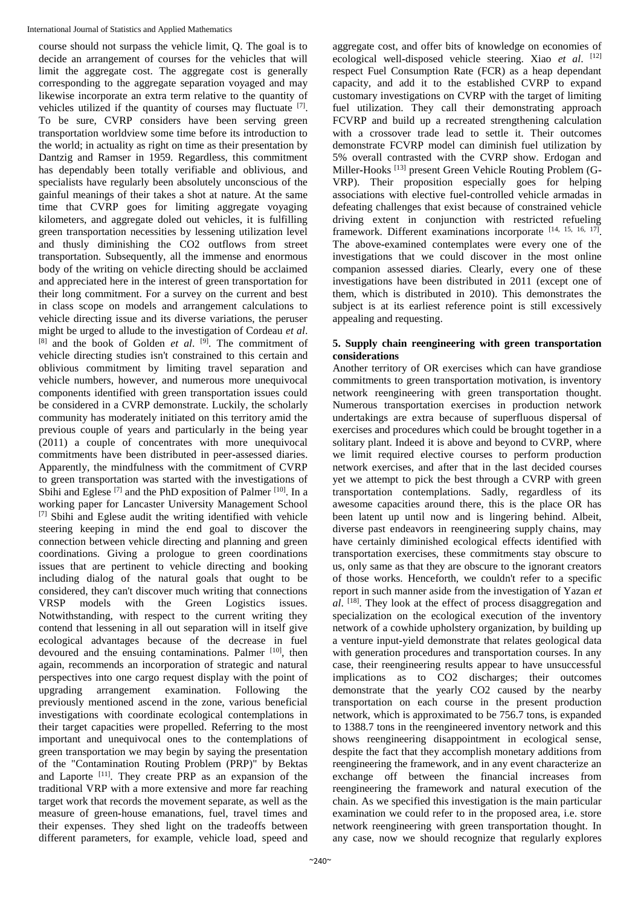course should not surpass the vehicle limit, Q. The goal is to decide an arrangement of courses for the vehicles that will limit the aggregate cost. The aggregate cost is generally corresponding to the aggregate separation voyaged and may likewise incorporate an extra term relative to the quantity of vehicles utilized if the quantity of courses may fluctuate [7]. To be sure, CVRP considers have been serving green transportation worldview some time before its introduction to the world; in actuality as right on time as their presentation by Dantzig and Ramser in 1959. Regardless, this commitment has dependably been totally verifiable and oblivious, and specialists have regularly been absolutely unconscious of the gainful meanings of their takes a shot at nature. At the same time that CVRP goes for limiting aggregate voyaging kilometers, and aggregate doled out vehicles, it is fulfilling green transportation necessities by lessening utilization level and thusly diminishing the $CO_2$ outflows from street transportation. Subsequently, all the immense and enormous body of the writing on vehicle directing should be acclaimed and appreciated here in the interest of green transportation for their long commitment. For a survey on the current and best in class scope on models and arrangement calculations to vehicle directing issue and its diverse variations, the peruser might be urged to allude to the investigation of Cordeau *et al*. [8] and the book of Golden *et al*. [9]. The commitment of vehicle directing studies isn't constrained to this certain and oblivious commitment by limiting travel separation and vehicle numbers, however, and numerous more unequivocal components identified with green transportation issues could be considered in a CVRP demonstrate. Luckily, the scholarly community has moderately initiated on this territory amid the previous couple of years and particularly in the being year (2011) a couple of concentrates with more unequivocal commitments have been distributed in peer-assessed diaries. Apparently, the mindfulness with the commitment of CVRP to green transportation was started with the investigations of Sbihi and Eglese [7] and the PhD exposition of Palmer [10]. In a working paper for Lancaster University Management School [7] Sbihi and Eglese audit the writing identified with vehicle steering keeping in mind the end goal to discover the connection between vehicle directing and planning and green coordinations. Giving a prologue to green coordinations issues that are pertinent to vehicle directing and booking including dialog of the natural goals that ought to be considered, they can't discover much writing that connections VRSP models with the Green Logistics issues. Notwithstanding, with respect to the current writing they contend that lessening in all out separation will in itself give ecological advantages because of the decrease in fuel devoured and the ensuing contaminations. Palmer [10], then again, recommends an incorporation of strategic and natural perspectives into one cargo request display with the point of upgrading arrangement examination. Following the previously mentioned ascend in the zone, various beneficial investigations with coordinate ecological contemplations in their target capacities were propelled. Referring to the most important and unequivocal ones to the contemplations of green transportation we may begin by saying the presentation of the "Contamination Routing Problem (PRP)" by Bektas and Laporte [11]. They create PRP as an expansion of the traditional VRP with a more extensive and more far reaching target work that records the movement separate, as well as the measure of green-house emanations, fuel, travel times and their expenses. They shed light on the tradeoffs between different parameters, for example, vehicle load, speed and aggregate cost, and offer bits of knowledge on economies of ecological well-disposed vehicle steering. Xiao *et al*. [12] respect Fuel Consumption Rate (FCR) as a heap dependant capacity, and add it to the established CVRP to expand customary investigations on CVRP with the target of limiting fuel utilization. They call their demonstrating approach FCVRP and build up a recreated strengthening calculation with a crossover trade lead to settle it. Their outcomes demonstrate FCVRP model can diminish fuel utilization by 5% overall contrasted with the CVRP show. Erdogan and Miller-Hooks [13] present Green Vehicle Routing Problem (G-VRP). Their proposition especially goes for helping associations with elective fuel-controlled vehicle armadas in defeating challenges that exist because of constrained vehicle driving extent in conjunction with restricted refueling framework. Different examinations incorporate [14, 15, 16, 17]. The above-examined contemplates were every one of the investigations that we could discover in the most online companion assessed diaries. Clearly, every one of these investigations have been distributed in 2011 (except one of them, which is distributed in 2010). This demonstrates the subject is at its earliest reference point is still excessively appealing and requesting.

## 5. Supply chain reengineering with green transportation considerations

Another territory of OR exercises which can have grandiose commitments to green transportation motivation, is inventory network reengineering with green transportation thought. Numerous transportation exercises in production network undertakings are extra because of superfluous dispersal of exercises and procedures which could be brought together in a solitary plant. Indeed it is above and beyond to CVRP, where we limit required elective courses to perform production network exercises, and after that in the last decided courses yet we attempt to pick the best through a CVRP with green transportation contemplations. Sadly, regardless of its awesome capacities around there, this is the place OR has been latent up until now and is lingering behind. Albeit, diverse past endeavors in reengineering supply chains, may have certainly diminished ecological effects identified with transportation exercises, these commitments stay obscure to us, only same as that they are obscure to the ignorant creators of those works. Henceforth, we couldn't refer to a specific report in such manner aside from the investigation of Yazan *et al*. [18]. They look at the effect of process disaggregation and specialization on the ecological execution of the inventory network of a cowhide upholstery organization, by building up a venture input-yield demonstrate that relates geological data with generation procedures and transportation courses. In any case, their reengineering results appear to have unsuccessful implications as to $CO_2$ discharges; their outcomes demonstrate that the yearly $CO_2$ caused by the nearby transportation on each course in the present production network, which is approximated to be 756.7 tons, is expanded to 1388.7 tons in the reengineered inventory network and this shows reengineering disappointment in ecological sense, despite the fact that they accomplish monetary additions from reengineering the framework, and in any event characterize an exchange off between the financial increases from reengineering the framework and natural execution of the chain. As we specified this investigation is the main particular examination we could refer to in the proposed area, i.e. store network reengineering with green transportation thought. In any case, now we should recognize that regularly explores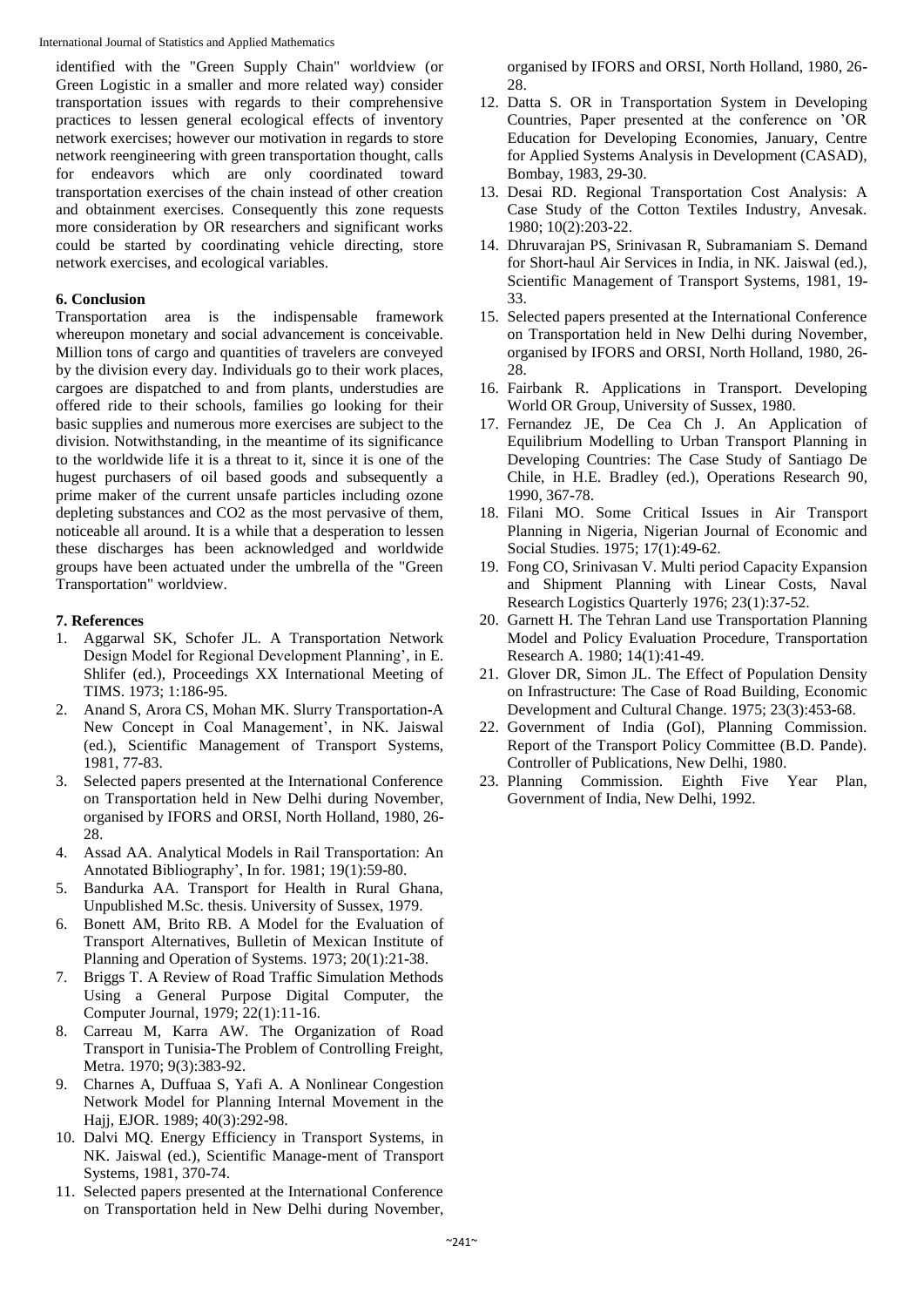identified with the "Green Supply Chain" worldview (or Green Logistic in a smaller and more related way) consider transportation issues with regards to their comprehensive practices to lessen general ecological effects of inventory network exercises; however our motivation in regards to store network reengineering with green transportation thought, calls for endeavors which are only coordinated toward transportation exercises of the chain instead of other creation and obtainment exercises. Consequently this zone requests more consideration by OR researchers and significant works could be started by coordinating vehicle directing, store network exercises, and ecological variables.

## 6. Conclusion

Transportation area is the indispensable framework whereupon monetary and social advancement is conceivable. Million tons of cargo and quantities of travelers are conveyed by the division every day. Individuals go to their work places, cargoes are dispatched to and from plants, understudies are offered ride to their schools, families go looking for their basic supplies and numerous more exercises are subject to the division. Notwithstanding, in the meantime of its significance to the worldwide life it is a threat to it, since it is one of the hugest purchasers of oil based goods and subsequently a prime maker of the current unsafe particles including ozone depleting substances and CO2 as the most pervasive of them, noticeable all around. It is a while that a desperation to lessen these discharges has been acknowledged and worldwide groups have been actuated under the umbrella of the "Green Transportation" worldview.

## 7. References

1. Aggarwal SK, Schofer JL. A Transportation Network Design Model for Regional Development Planning', in E. Shlifer (ed.), Proceedings XX International Meeting of TIMS. 1973; 1:186-95.
2. Anand S, Arora CS, Mohan MK. Slurry Transportation-A New Concept in Coal Management', in NK. Jaiswal (ed.), Scientific Management of Transport Systems, 1981, 77-83.
3. Selected papers presented at the International Conference on Transportation held in New Delhi during November, organised by IFORS and ORSI, North Holland, 1980, 26-28.
4. Assad AA. Analytical Models in Rail Transportation: An Annotated Bibliography', In for. 1981; 19(1):59-80.
5. Bandurka AA. Transport for Health in Rural Ghana, Unpublished M.Sc. thesis. University of Sussex, 1979.
6. Bonett AM, Brito RB. A Model for the Evaluation of Transport Alternatives, Bulletin of Mexican Institute of Planning and Operation of Systems. 1973; 20(1):21-38.
7. Briggs T. A Review of Road Traffic Simulation Methods Using a General Purpose Digital Computer, the Computer Journal, 1979; 22(1):11-16.
8. Carreau M, Karra AW. The Organization of Road Transport in Tunisia-The Problem of Controlling Freight, Metra. 1970; 9(3):383-92.
9. Charnes A, Duffuaa S, Yafi A. A Nonlinear Congestion Network Model for Planning Internal Movement in the Hajj, EJOR. 1989; 40(3):292-98.
10. Dalvi MQ. Energy Efficiency in Transport Systems, in NK. Jaiswal (ed.), Scientific Manage-ment of Transport Systems, 1981, 370-74.
11. Selected papers presented at the International Conference on Transportation held in New Delhi during November, organised by IFORS and ORSI, North Holland, 1980, 26-28.
12. Datta S. OR in Transportation System in Developing Countries, Paper presented at the conference on 'OR Education for Developing Economies, January, Centre for Applied Systems Analysis in Development (CASAD), Bombay, 1983, 29-30.
13. Desai RD. Regional Transportation Cost Analysis: A Case Study of the Cotton Textiles Industry, Anvesak. 1980; 10(2):203-22.
14. Dhruvarajan PS, Srinivasan R, Subramaniam S. Demand for Short-haul Air Services in India, in NK. Jaiswal (ed.), Scientific Management of Transport Systems, 1981, 19-33.
15. Selected papers presented at the International Conference on Transportation held in New Delhi during November, organised by IFORS and ORSI, North Holland, 1980, 26-28.
16. Fairbank R. Applications in Transport. Developing World OR Group, University of Sussex, 1980.
17. Fernandez JE, De Cea Ch J. An Application of Equilibrium Modelling to Urban Transport Planning in Developing Countries: The Case Study of Santiago De Chile, in H.E. Bradley (ed.), Operations Research 90, 1990, 367-78.
18. Filani MO. Some Critical Issues in Air Transport Planning in Nigeria, Nigerian Journal of Economic and Social Studies. 1975; 17(1):49-62.
19. Fong CO, Srinivasan V. Multi period Capacity Expansion and Shipment Planning with Linear Costs, Naval Research Logistics Quarterly 1976; 23(1):37-52.
20. Garnett H. The Tehran Land use Transportation Planning Model and Policy Evaluation Procedure, Transportation Research A. 1980; 14(1):41-49.
21. Glover DR, Simon JL. The Effect of Population Density on Infrastructure: The Case of Road Building, Economic Development and Cultural Change. 1975; 23(3):453-68.
22. Government of India (GoI), Planning Commission. Report of the Transport Policy Committee (B.D. Pande). Controller of Publications, New Delhi, 1980.
23. Planning Commission. Eighth Five Year Plan, Government of India, New Delhi, 1992.